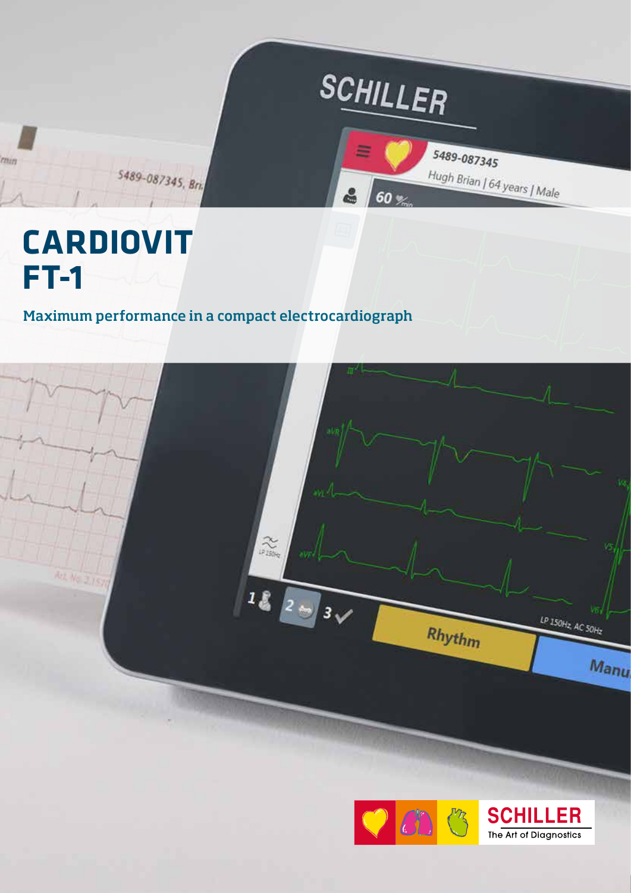# CARDIOVIT FT-1

Maximum performance in a compact electrocardiograph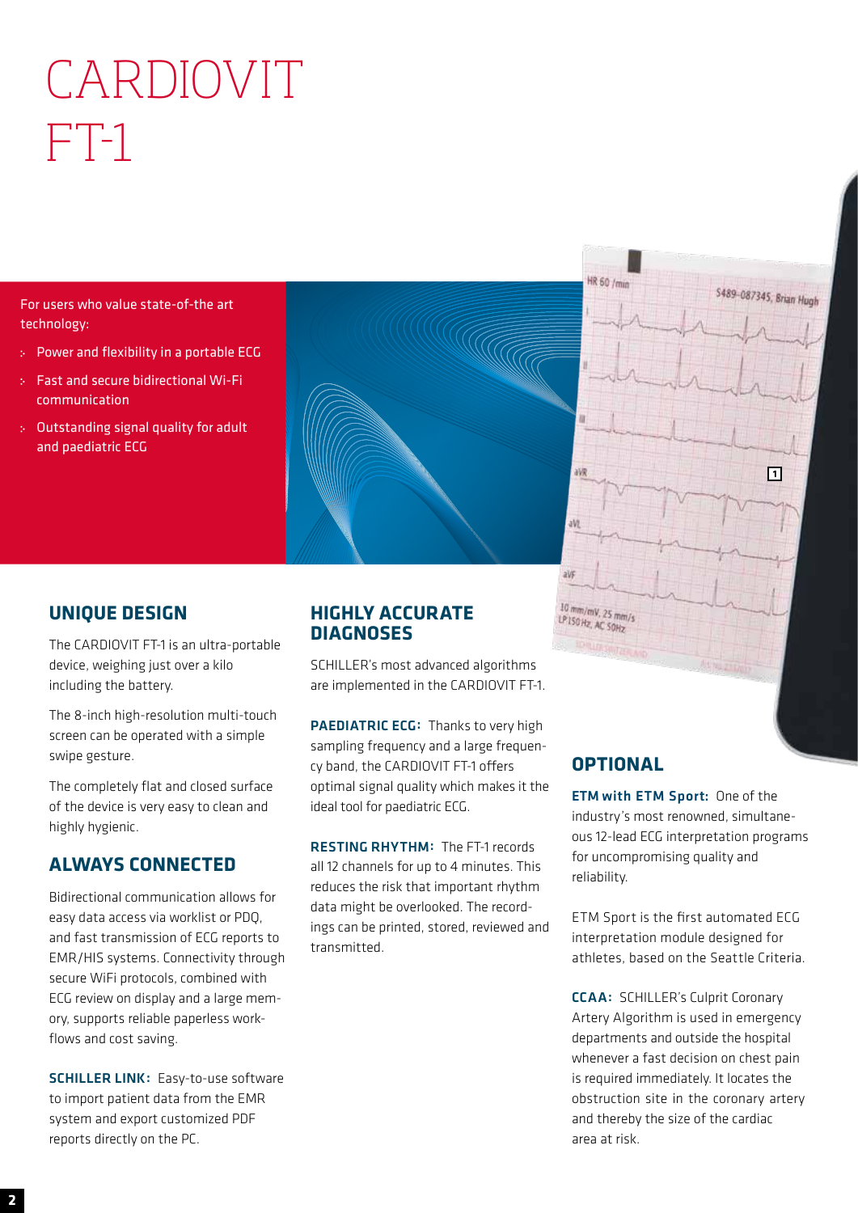# CARDIOVIT FT-1

For users who value state-of-the art technology:

- Power and flexibility in a portable ECG
- Fast and secure bidirectional Wi-Fi communication
- Outstanding signal quality for adult and paediatric ECG

## UNIQUE DESIGN

The CARDIOVIT FT-1 is an ultra-portable device, weighing just over a kilo including the battery.

The 8-inch high-resolution multi-touch screen can be operated with a simple swipe gesture.

The completely flat and closed surface of the device is very easy to clean and highly hygienic.

## ALWAYS CONNECTED

Bidirectional communication allows for easy data access via worklist or PDQ, and fast transmission of ECG reports to EMR/HIS systems. Connectivity through secure WiFi protocols, combined with ECG review on display and a large memory, supports reliable paperless workflows and cost saving.

**SCHILLER LINK:** Easy-to-use software to import patient data from the EMR system and export customized PDF reports directly on the PC.

## HIGHLY ACCURATE DIAGNOSES

SCHILLER's most advanced algorithms are implemented in the CARDIOVIT FT-1.

**PAEDIATRIC ECG:** Thanks to very high sampling frequency and a large frequency band, the CARDIOVIT FT-1 offers optimal signal quality which makes it the ideal tool for paediatric ECG.

**RESTING RHYTHM:** The FT-1 records all 12 channels for up to 4 minutes. This reduces the risk that important rhythm data might be overlooked. The recordings can be printed, stored, reviewed and transmitted.

## OPTIONAL

**ETM with ETM Sport:** One of the industry's most renowned, simultaneous 12-lead ECG interpretation programs for uncompromising quality and reliability.

ETM Sport is the first automated ECG interpretation module designed for athletes, based on the Seattle Criteria.

**CCAA:** SCHILLER's Culprit Coronary Artery Algorithm is used in emergency departments and outside the hospital whenever a fast decision on chest pain is required immediately. It locates the obstruction site in the coronary artery and thereby the size of the cardiac area at risk.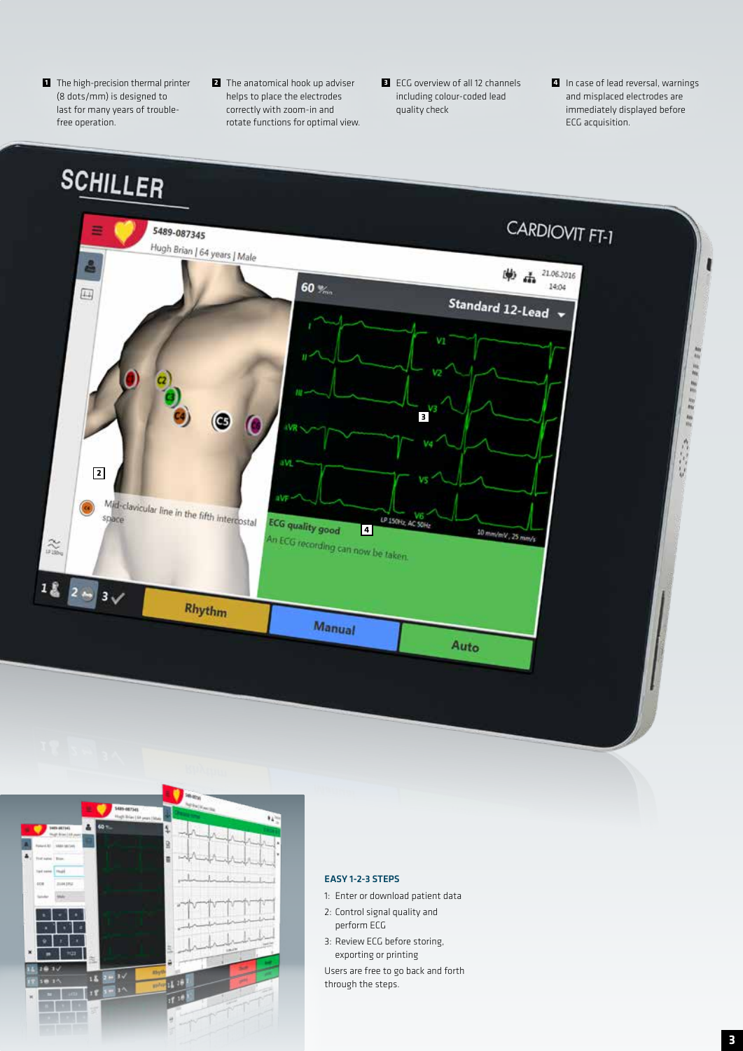**1** The high-precision thermal printer (8 dots/mm) is designed to last for many years of trouble-free operation.

**2** The anatomical hook up adviser helps to place the electrodes correctly with zoom-in and rotate functions for optimal view.

**3** ECG overview of all 12 channels including colour-coded lead quality check

**4** In case of lead reversal, warnings and misplaced electrodes are immediately displayed before ECG acquisition.

### EASY 1-2-3 STEPS

1: Enter or download patient data

2: Control signal quality and perform ECG

3: Review ECG before storing, exporting or printing

Users are free to go back and forth through the steps.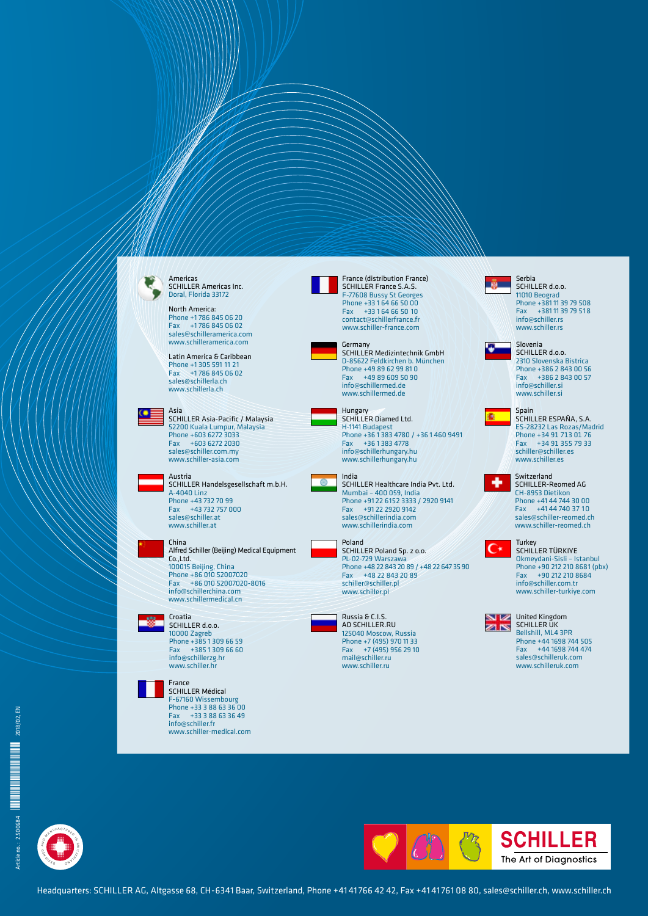Americas
SCHILLER Americas Inc.
Doral, Florida 33172

North America:
Phone +1 786 845 06 20
Fax +1 786 845 06 02
sales@schilleramerica.com
www.schilleramerica.com

Latin America & Caribbean
Phone +1 305 591 11 21
Fax +1 786 845 06 02
sales@schillerla.ch
www.schillerla.ch

Asia
SCHILLER Asia-Pacific / Malaysia
52200 Kuala Lumpur, Malaysia
Phone +603 6272 3033
Fax +603 6272 2030
sales@schiller.com.my
www.schiller-asia.com

Austria
SCHILLER Handelsgesellschaft m.b.H.
A-4040 Linz
Phone +43 732 70 99
Fax +43 732 757 000
sales@schiller.at
www.schiller.at

China
Alfred Schiller (Beijing) Medical Equipment Co.,Ltd.
100015 Beijing, China
Phone +86 010 52007020
Fax +86 010 52007020-8016
info@schillerchina.com
www.schillermedical.cn

Croatia
SCHILLER d.o.o.
10000 Zagreb
Phone +385 1 309 66 59
Fax +385 1 309 66 60
info@schillerzg.hr
www.schiller.hr

France
SCHILLER Médical
F-67160 Wissembourg
Phone +33 3 88 63 36 00
Fax +33 3 88 63 36 49
info@schiller.fr
www.schiller-medical.com

France (distribution France)
SCHILLER France S.A.S.
F-77608 Bussy St Georges
Phone +33 1 64 66 50 00
Fax +33 1 64 66 50 10
contact@schillerfrance.fr
www.schiller-france.com

Germany
SCHILLER Medizintechnik GmbH
D-85622 Feldkirchen b. München
Phone +49 89 62 99 81 0
Fax +49 89 609 50 90
info@schillermed.de
www.schillermed.de

Hungary
SCHILLER Diamed Ltd.
H-1141 Budapest
Phone +36 1 383 4780 / +36 1 460 9491
Fax +36 1 383 4778
info@schillerhungary.hu
www.schillerhungary.hu

India
SCHILLER Healthcare India Pvt. Ltd.
Mumbai – 400 059, India
Phone +91 22 6152 3333 / 2920 9141
Fax +91 22 2920 9142
sales@schillerindia.com
www.schillerindia.com

Poland
SCHILLER Poland Sp. z o.o.
PL-02-729 Warszawa
Phone +48 22 843 20 89 / +48 22 647 35 90
Fax +48 22 843 20 89
schiller@schiller.pl
www.schiller.pl

Russia & C.I.S.
AO SCHILLER.RU
125040 Moscow, Russia
Phone +7 (495) 970 11 33
Fax +7 (495) 956 29 10
mail@schiller.ru
www.schiller.ru

Serbia
SCHILLER d.o.o.
11010 Beograd
Phone +381 11 39 79 508
Fax +381 11 39 79 518
info@schiller.rs
www.schiller.rs

Slovenia
SCHILLER d.o.o.
2310 Slovenska Bistrica
Phone +386 2 843 00 56
Fax +386 2 843 00 57
info@schiller.si
www.schiller.si

Spain
SCHILLER ESPAÑA, S.A.
ES-28232 Las Rozas/Madrid
Phone +34 91 713 01 76
Fax +34 91 355 79 33
schiller@schiller.es
www.schiller.es

Switzerland
SCHILLER-Reomed AG
CH-8953 Dietikon
Phone +41 44 744 30 00
Fax +41 44 740 37 10
sales@schiller-reomed.ch
www.schiller-reomed.ch

Turkey
SCHILLER TÜRKIYE
Okmeydani-Sisli – Istanbul
Phone +90 212 210 8681 (pbx)
Fax +90 212 210 8684
info@schiller.com.tr
www.schiller-turkiye.com

United Kingdom
SCHILLER UK
Bellshill, ML4 3PR
Phone +44 1698 744 505
Fax +44 1698 744 474
sales@schilleruk.com
www.schilleruk.com

Article no.: 2.510684 2018/02 EN

SCHILLER
The Art of Diagnostics

Headquarters: SCHILLER AG, Altgasse 68, CH-6341 Baar, Switzerland, Phone +41 41 766 42 42, Fax +41 41 761 08 80, sales@schiller.ch, www.schiller.ch